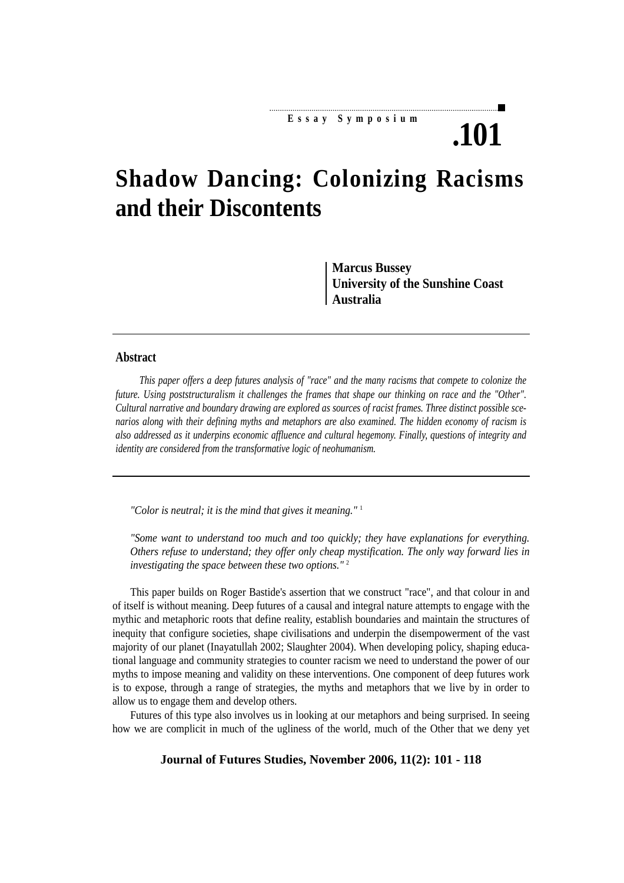Essay Symposium

# Shadow Dancing: Colonizing Racisms and their Discontents

**Marcus Bussey**
**University of the Sunshine Coast**
**Australia**

## Abstract

*This paper offers a deep futures analysis of "race" and the many racisms that compete to colonize the future. Using poststructuralism it challenges the frames that shape our thinking on race and the "Other". Cultural narrative and boundary drawing are explored as sources of racist frames. Three distinct possible scenarios along with their defining myths and metaphors are also examined. The hidden economy of racism is also addressed as it underpins economic affluence and cultural hegemony. Finally, questions of integrity and identity are considered from the transformative logic of neohumanism.*

*"Color is neutral; it is the mind that gives it meaning."* [1]

*"Some want to understand too much and too quickly; they have explanations for everything. Others refuse to understand; they offer only cheap mystification. The only way forward lies in investigating the space between these two options."* [2]

This paper builds on Roger Bastide's assertion that we construct "race", and that colour in and of itself is without meaning. Deep futures of a causal and integral nature attempts to engage with the mythic and metaphoric roots that define reality, establish boundaries and maintain the structures of inequity that configure societies, shape civilisations and underpin the disempowerment of the vast majority of our planet (Inayatullah 2002; Slaughter 2004). When developing policy, shaping educational language and community strategies to counter racism we need to understand the power of our myths to impose meaning and validity on these interventions. One component of deep futures work is to expose, through a range of strategies, the myths and metaphors that we live by in order to allow us to engage them and develop others.

Futures of this type also involves us in looking at our metaphors and being surprised. In seeing how we are complicit in much of the ugliness of the world, much of the Other that we deny yet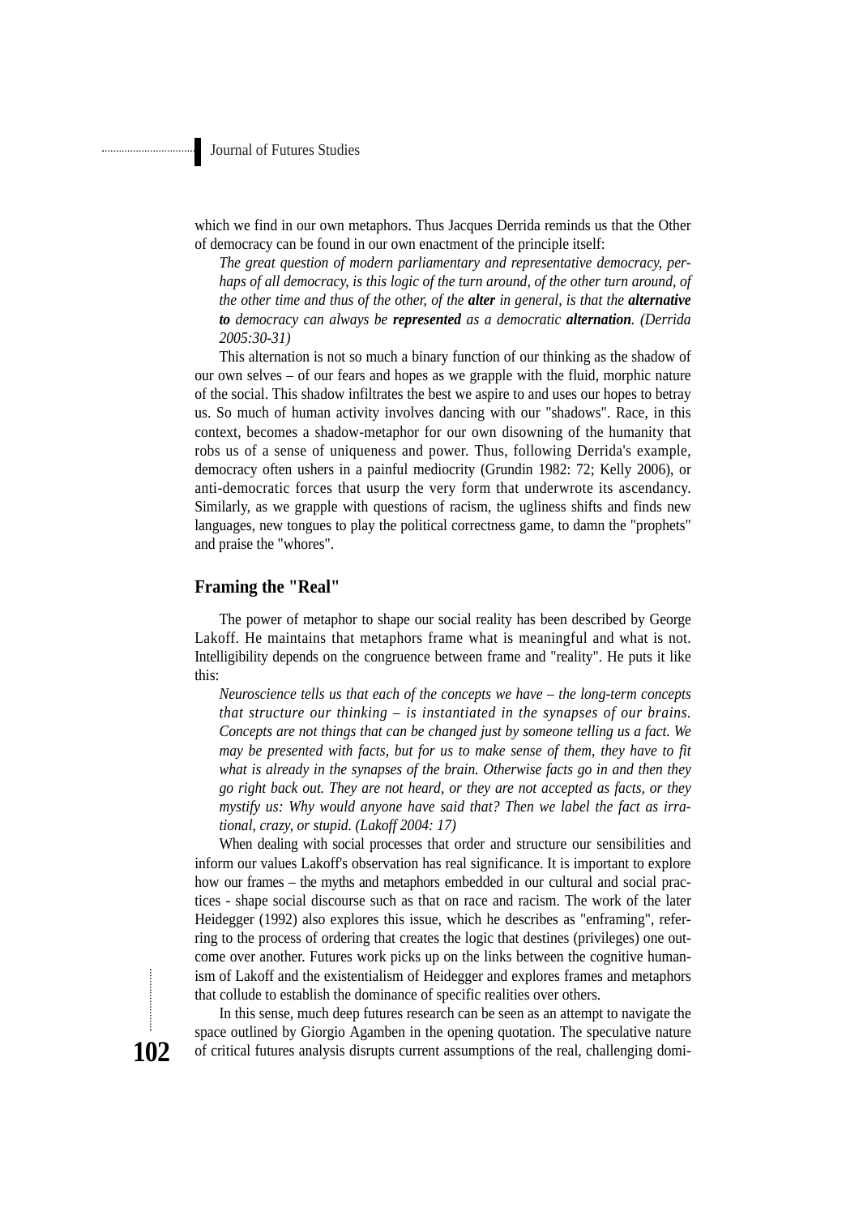which we find in our own metaphors. Thus Jacques Derrida reminds us that the Other of democracy can be found in our own enactment of the principle itself:

> *The great question of modern parliamentary and representative democracy, perhaps of all democracy, is this logic of the turn around, of the other turn around, of the other time and thus of the other, of the **alter** in general, is that the **alternative to** democracy can always be **represented** as a democratic **alternation**. (Derrida 2005:30-31)*

This alternation is not so much a binary function of our thinking as the shadow of our own selves – of our fears and hopes as we grapple with the fluid, morphic nature of the social. This shadow infiltrates the best we aspire to and uses our hopes to betray us. So much of human activity involves dancing with our "shadows". Race, in this context, becomes a shadow-metaphor for our own disowning of the humanity that robs us of a sense of uniqueness and power. Thus, following Derrida's example, democracy often ushers in a painful mediocrity (Grundin 1982: 72; Kelly 2006), or anti-democratic forces that usurp the very form that underwrote its ascendancy. Similarly, as we grapple with questions of racism, the ugliness shifts and finds new languages, new tongues to play the political correctness game, to damn the "prophets" and praise the "whores".

## Framing the "Real"

The power of metaphor to shape our social reality has been described by George Lakoff. He maintains that metaphors frame what is meaningful and what is not. Intelligibility depends on the congruence between frame and "reality". He puts it like this:

> *Neuroscience tells us that each of the concepts we have – the long-term concepts that structure our thinking – is instantiated in the synapses of our brains. Concepts are not things that can be changed just by someone telling us a fact. We may be presented with facts, but for us to make sense of them, they have to fit what is already in the synapses of the brain. Otherwise facts go in and then they go right back out. They are not heard, or they are not accepted as facts, or they mystify us: Why would anyone have said that? Then we label the fact as irrational, crazy, or stupid. (Lakoff 2004: 17)*

When dealing with social processes that order and structure our sensibilities and inform our values Lakoff's observation has real significance. It is important to explore how our frames – the myths and metaphors embedded in our cultural and social practices - shape social discourse such as that on race and racism. The work of the later Heidegger (1992) also explores this issue, which he describes as "enframing", referring to the process of ordering that creates the logic that destines (privileges) one outcome over another. Futures work picks up on the links between the cognitive humanism of Lakoff and the existentialism of Heidegger and explores frames and metaphors that collude to establish the dominance of specific realities over others.

In this sense, much deep futures research can be seen as an attempt to navigate the space outlined by Giorgio Agamben in the opening quotation. The speculative nature of critical futures analysis disrupts current assumptions of the real, challenging domi-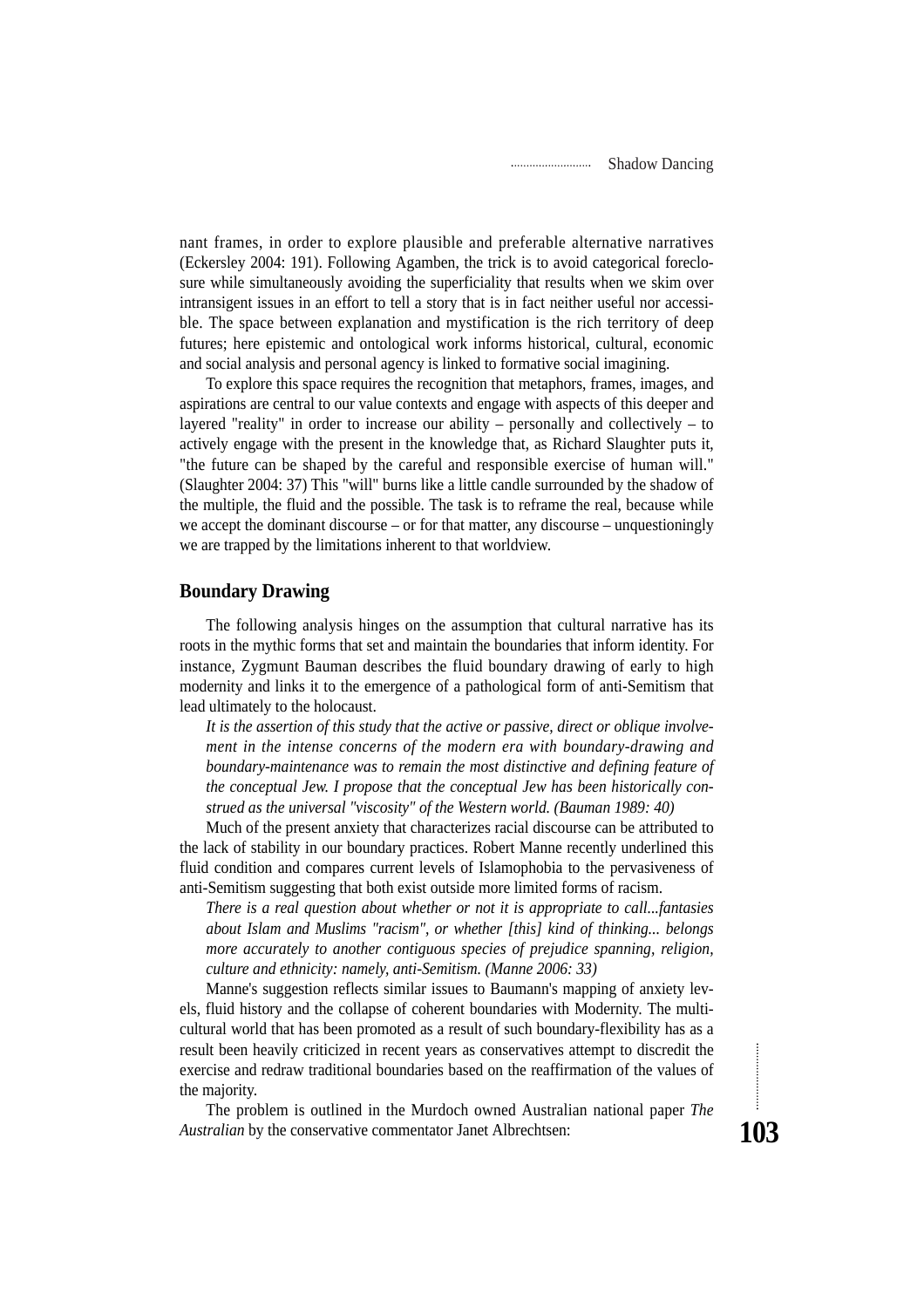nant frames, in order to explore plausible and preferable alternative narratives (Eckersley 2004: 191). Following Agamben, the trick is to avoid categorical foreclosure while simultaneously avoiding the superficiality that results when we skim over intransigent issues in an effort to tell a story that is in fact neither useful nor accessible. The space between explanation and mystification is the rich territory of deep futures; here epistemic and ontological work informs historical, cultural, economic and social analysis and personal agency is linked to formative social imagining.

To explore this space requires the recognition that metaphors, frames, images, and aspirations are central to our value contexts and engage with aspects of this deeper and layered "reality" in order to increase our ability – personally and collectively – to actively engage with the present in the knowledge that, as Richard Slaughter puts it, "the future can be shaped by the careful and responsible exercise of human will." (Slaughter 2004: 37) This "will" burns like a little candle surrounded by the shadow of the multiple, the fluid and the possible. The task is to reframe the real, because while we accept the dominant discourse – or for that matter, any discourse – unquestioningly we are trapped by the limitations inherent to that worldview.

## Boundary Drawing

The following analysis hinges on the assumption that cultural narrative has its roots in the mythic forms that set and maintain the boundaries that inform identity. For instance, Zygmunt Bauman describes the fluid boundary drawing of early to high modernity and links it to the emergence of a pathological form of anti-Semitism that lead ultimately to the holocaust.

> *It is the assertion of this study that the active or passive, direct or oblique involvement in the intense concerns of the modern era with boundary-drawing and boundary-maintenance was to remain the most distinctive and defining feature of the conceptual Jew. I propose that the conceptual Jew has been historically construed as the universal "viscosity" of the Western world. (Bauman 1989: 40)*

Much of the present anxiety that characterizes racial discourse can be attributed to the lack of stability in our boundary practices. Robert Manne recently underlined this fluid condition and compares current levels of Islamophobia to the pervasiveness of anti-Semitism suggesting that both exist outside more limited forms of racism.

> *There is a real question about whether or not it is appropriate to call...fantasies about Islam and Muslims "racism", or whether [this] kind of thinking... belongs more accurately to another contiguous species of prejudice spanning, religion, culture and ethnicity: namely, anti-Semitism. (Manne 2006: 33)*

Manne's suggestion reflects similar issues to Baumann's mapping of anxiety levels, fluid history and the collapse of coherent boundaries with Modernity. The multicultural world that has been promoted as a result of such boundary-flexibility has as a result been heavily criticized in recent years as conservatives attempt to discredit the exercise and redraw traditional boundaries based on the reaffirmation of the values of the majority.

The problem is outlined in the Murdoch owned Australian national paper *The Australian* by the conservative commentator Janet Albrechtsen: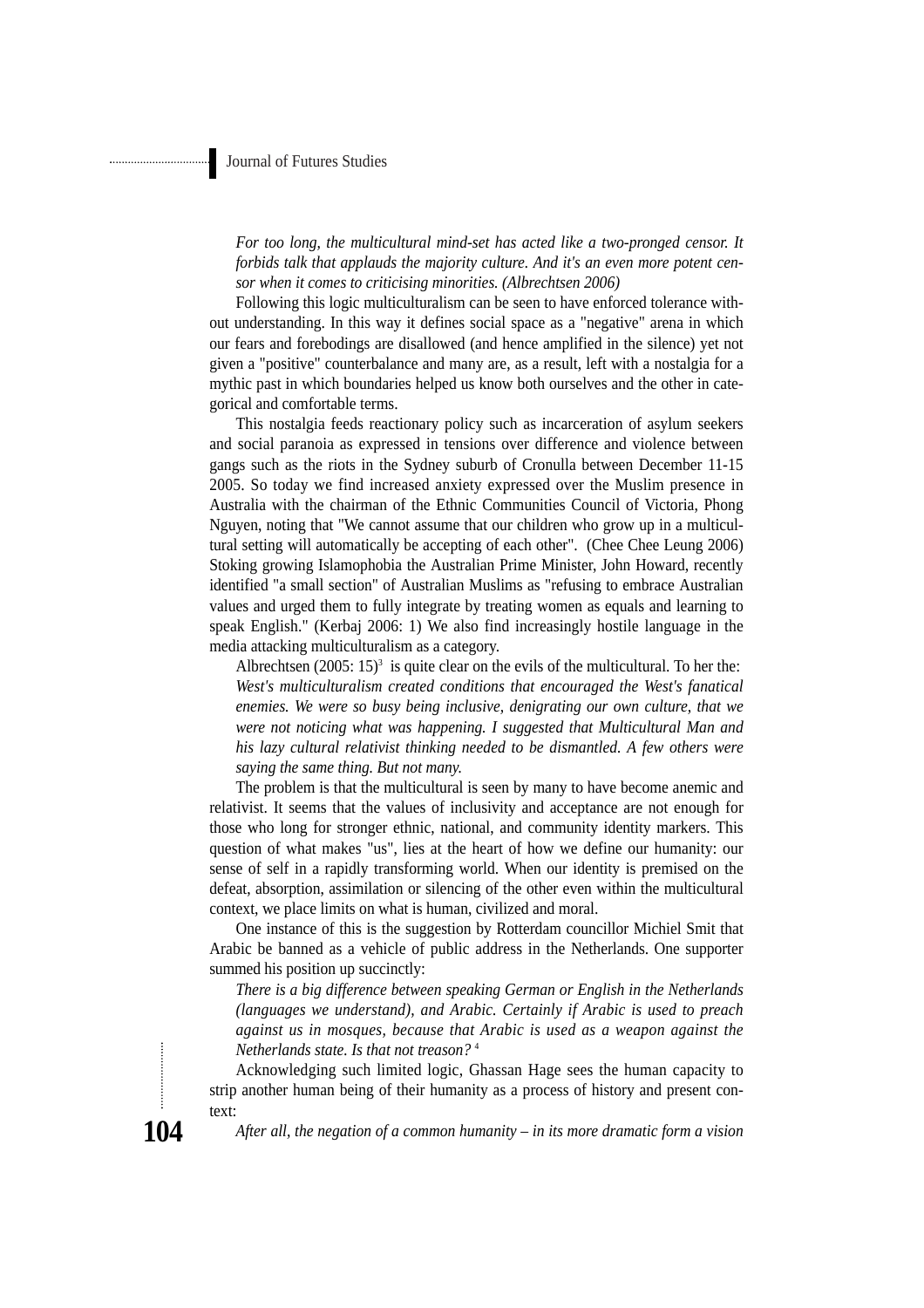*For too long, the multicultural mind-set has acted like a two-pronged censor. It forbids talk that applauds the majority culture. And it's an even more potent censor when it comes to criticising minorities. (Albrechtsen 2006)*

Following this logic multiculturalism can be seen to have enforced tolerance without understanding. In this way it defines social space as a "negative" arena in which our fears and forebodings are disallowed (and hence amplified in the silence) yet not given a "positive" counterbalance and many are, as a result, left with a nostalgia for a mythic past in which boundaries helped us know both ourselves and the other in categorical and comfortable terms.

This nostalgia feeds reactionary policy such as incarceration of asylum seekers and social paranoia as expressed in tensions over difference and violence between gangs such as the riots in the Sydney suburb of Cronulla between December 11-15 2005. So today we find increased anxiety expressed over the Muslim presence in Australia with the chairman of the Ethnic Communities Council of Victoria, Phong Nguyen, noting that "We cannot assume that our children who grow up in a multicultural setting will automatically be accepting of each other". (Chee Chee Leung 2006) Stoking growing Islamophobia the Australian Prime Minister, John Howard, recently identified "a small section" of Australian Muslims as "refusing to embrace Australian values and urged them to fully integrate by treating women as equals and learning to speak English." (Kerbaj 2006: 1) We also find increasingly hostile language in the media attacking multiculturalism as a category.

Albrechtsen (2005: 15)[3] is quite clear on the evils of the multicultural. To her the:

*West's multiculturalism created conditions that encouraged the West's fanatical enemies. We were so busy being inclusive, denigrating our own culture, that we were not noticing what was happening. I suggested that Multicultural Man and his lazy cultural relativist thinking needed to be dismantled. A few others were saying the same thing. But not many.*

The problem is that the multicultural is seen by many to have become anemic and relativist. It seems that the values of inclusivity and acceptance are not enough for those who long for stronger ethnic, national, and community identity markers. This question of what makes "us", lies at the heart of how we define our humanity: our sense of self in a rapidly transforming world. When our identity is premised on the defeat, absorption, assimilation or silencing of the other even within the multicultural context, we place limits on what is human, civilized and moral.

One instance of this is the suggestion by Rotterdam councillor Michiel Smit that Arabic be banned as a vehicle of public address in the Netherlands. One supporter summed his position up succinctly:

*There is a big difference between speaking German or English in the Netherlands (languages we understand), and Arabic. Certainly if Arabic is used to preach against us in mosques, because that Arabic is used as a weapon against the Netherlands state. Is that not treason?* [4]

Acknowledging such limited logic, Ghassan Hage sees the human capacity to strip another human being of their humanity as a process of history and present context:

*After all, the negation of a common humanity – in its more dramatic form a vision*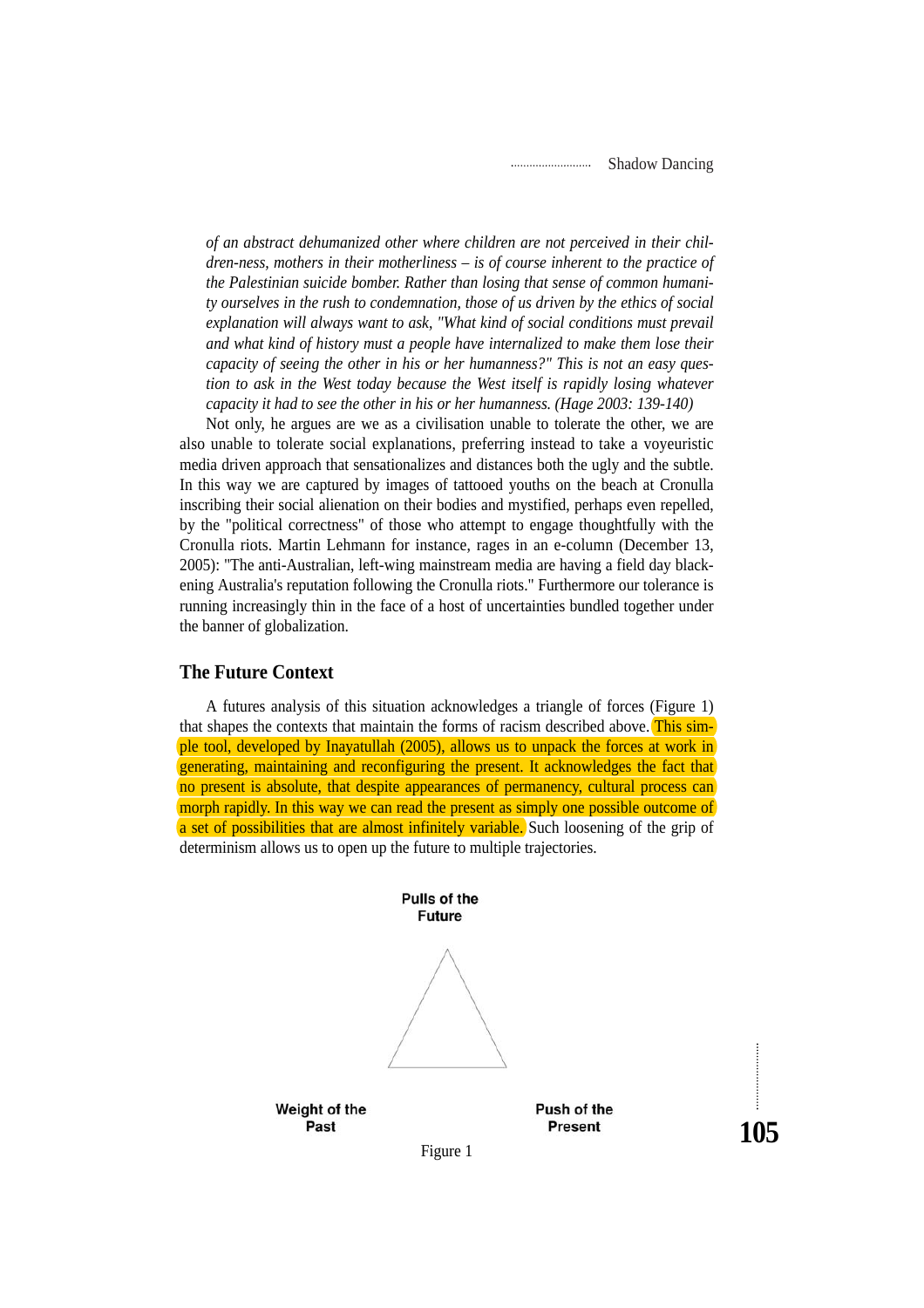*of an abstract dehumanized other where children are not perceived in their children-ness, mothers in their motherliness – is of course inherent to the practice of the Palestinian suicide bomber. Rather than losing that sense of common humanity ourselves in the rush to condemnation, those of us driven by the ethics of social explanation will always want to ask, "What kind of social conditions must prevail and what kind of history must a people have internalized to make them lose their capacity of seeing the other in his or her humanness?" This is not an easy question to ask in the West today because the West itself is rapidly losing whatever capacity it had to see the other in his or her humanness. (Hage 2003: 139-140)*

Not only, he argues are we as a civilisation unable to tolerate the other, we are also unable to tolerate social explanations, preferring instead to take a voyeuristic media driven approach that sensationalizes and distances both the ugly and the subtle. In this way we are captured by images of tattooed youths on the beach at Cronulla inscribing their social alienation on their bodies and mystified, perhaps even repelled, by the "political correctness" of those who attempt to engage thoughtfully with the Cronulla riots. Martin Lehmann for instance, rages in an e-column (December 13, 2005): "The anti-Australian, left-wing mainstream media are having a field day blackening Australia's reputation following the Cronulla riots." Furthermore our tolerance is running increasingly thin in the face of a host of uncertainties bundled together under the banner of globalization.

## The Future Context

A futures analysis of this situation acknowledges a triangle of forces (Figure 1) that shapes the contexts that maintain the forms of racism described above. This simple tool, developed by Inayatullah (2005), allows us to unpack the forces at work in generating, maintaining and reconfiguring the present. It acknowledges the fact that no present is absolute, that despite appearances of permanency, cultural process can morph rapidly. In this way we can read the present as simply one possible outcome of a set of possibilities that are almost infinitely variable. Such loosening of the grip of determinism allows us to open up the future to multiple trajectories.

Pulls of the Future

Weight of the Past

Push of the Present

Figure 1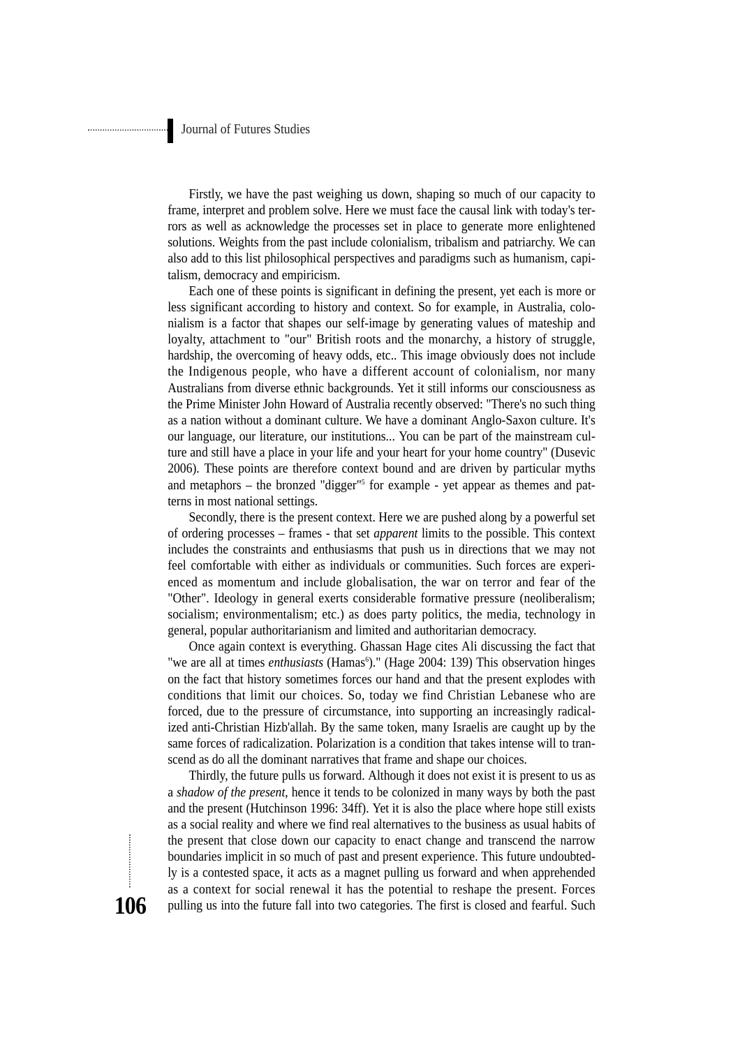Firstly, we have the past weighing us down, shaping so much of our capacity to frame, interpret and problem solve. Here we must face the causal link with today's terrors as well as acknowledge the processes set in place to generate more enlightened solutions. Weights from the past include colonialism, tribalism and patriarchy. We can also add to this list philosophical perspectives and paradigms such as humanism, capitalism, democracy and empiricism.

Each one of these points is significant in defining the present, yet each is more or less significant according to history and context. So for example, in Australia, colonialism is a factor that shapes our self-image by generating values of mateship and loyalty, attachment to "our" British roots and the monarchy, a history of struggle, hardship, the overcoming of heavy odds, etc.. This image obviously does not include the Indigenous people, who have a different account of colonialism, nor many Australians from diverse ethnic backgrounds. Yet it still informs our consciousness as the Prime Minister John Howard of Australia recently observed: "There's no such thing as a nation without a dominant culture. We have a dominant Anglo-Saxon culture. It's our language, our literature, our institutions... You can be part of the mainstream culture and still have a place in your life and your heart for your home country" (Dusevic 2006). These points are therefore context bound and are driven by particular myths and metaphors – the bronzed "digger"[5] for example - yet appear as themes and patterns in most national settings.

Secondly, there is the present context. Here we are pushed along by a powerful set of ordering processes – frames - that set *apparent* limits to the possible. This context includes the constraints and enthusiasms that push us in directions that we may not feel comfortable with either as individuals or communities. Such forces are experienced as momentum and include globalisation, the war on terror and fear of the "Other". Ideology in general exerts considerable formative pressure (neoliberalism; socialism; environmentalism; etc.) as does party politics, the media, technology in general, popular authoritarianism and limited and authoritarian democracy.

Once again context is everything. Ghassan Hage cites Ali discussing the fact that "we are all at times *enthusiasts* (Hamas[6])." (Hage 2004: 139) This observation hinges on the fact that history sometimes forces our hand and that the present explodes with conditions that limit our choices. So, today we find Christian Lebanese who are forced, due to the pressure of circumstance, into supporting an increasingly radicalized anti-Christian Hizb'allah. By the same token, many Israelis are caught up by the same forces of radicalization. Polarization is a condition that takes intense will to transcend as do all the dominant narratives that frame and shape our choices.

Thirdly, the future pulls us forward. Although it does not exist it is present to us as a *shadow of the present*, hence it tends to be colonized in many ways by both the past and the present (Hutchinson 1996: 34ff). Yet it is also the place where hope still exists as a social reality and where we find real alternatives to the business as usual habits of the present that close down our capacity to enact change and transcend the narrow boundaries implicit in so much of past and present experience. This future undoubtedly is a contested space, it acts as a magnet pulling us forward and when apprehended as a context for social renewal it has the potential to reshape the present. Forces pulling us into the future fall into two categories. The first is closed and fearful. Such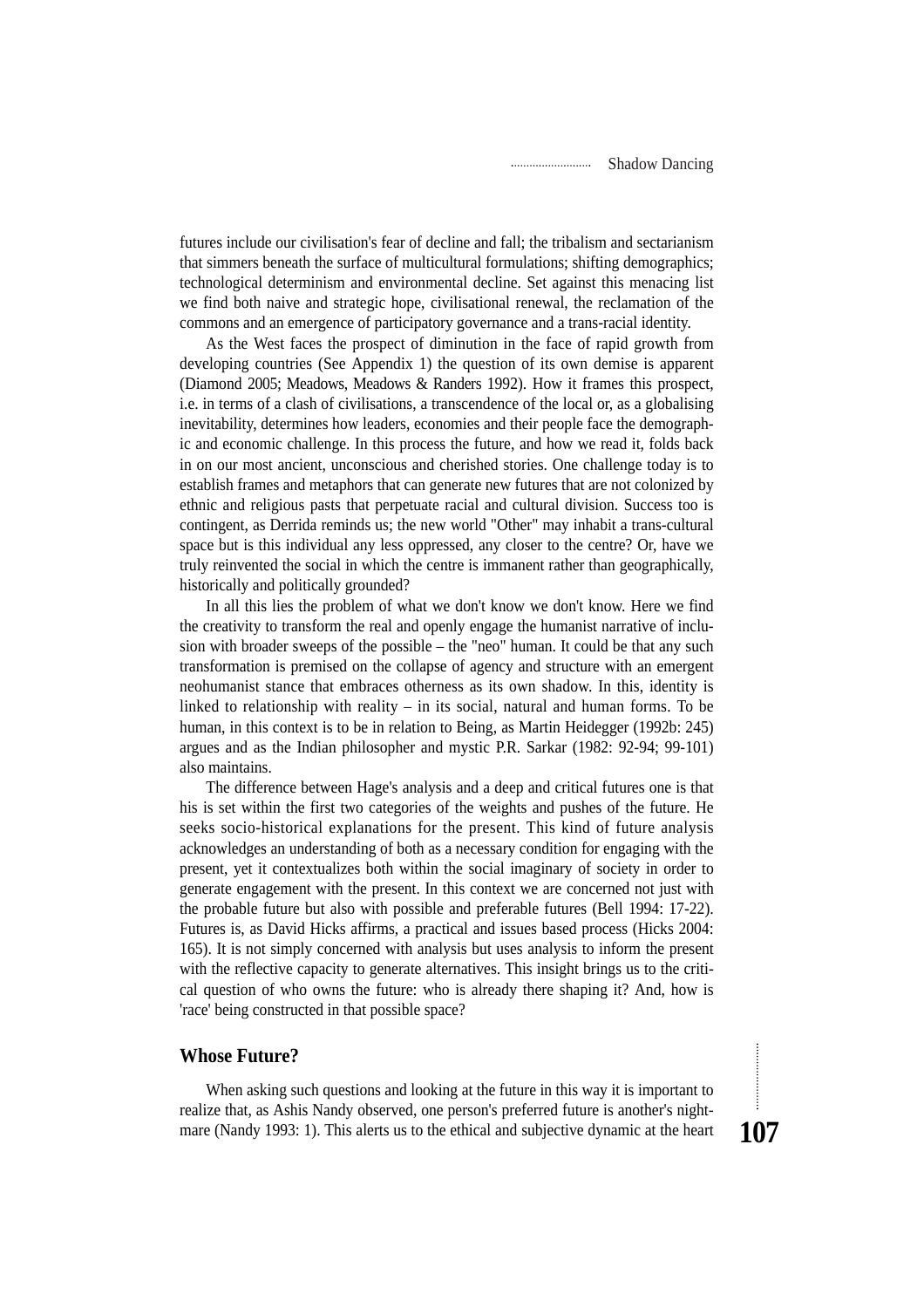futures include our civilisation's fear of decline and fall; the tribalism and sectarianism that simmers beneath the surface of multicultural formulations; shifting demographics; technological determinism and environmental decline. Set against this menacing list we find both naive and strategic hope, civilisational renewal, the reclamation of the commons and an emergence of participatory governance and a trans-racial identity.

As the West faces the prospect of diminution in the face of rapid growth from developing countries (See Appendix 1) the question of its own demise is apparent (Diamond 2005; Meadows, Meadows & Randers 1992). How it frames this prospect, i.e. in terms of a clash of civilisations, a transcendence of the local or, as a globalising inevitability, determines how leaders, economies and their people face the demographic and economic challenge. In this process the future, and how we read it, folds back in on our most ancient, unconscious and cherished stories. One challenge today is to establish frames and metaphors that can generate new futures that are not colonized by ethnic and religious pasts that perpetuate racial and cultural division. Success too is contingent, as Derrida reminds us; the new world "Other" may inhabit a trans-cultural space but is this individual any less oppressed, any closer to the centre? Or, have we truly reinvented the social in which the centre is immanent rather than geographically, historically and politically grounded?

In all this lies the problem of what we don't know we don't know. Here we find the creativity to transform the real and openly engage the humanist narrative of inclusion with broader sweeps of the possible – the "neo" human. It could be that any such transformation is premised on the collapse of agency and structure with an emergent neohumanist stance that embraces otherness as its own shadow. In this, identity is linked to relationship with reality – in its social, natural and human forms. To be human, in this context is to be in relation to Being, as Martin Heidegger (1992b: 245) argues and as the Indian philosopher and mystic P.R. Sarkar (1982: 92-94; 99-101) also maintains.

The difference between Hage's analysis and a deep and critical futures one is that his is set within the first two categories of the weights and pushes of the future. He seeks socio-historical explanations for the present. This kind of future analysis acknowledges an understanding of both as a necessary condition for engaging with the present, yet it contextualizes both within the social imaginary of society in order to generate engagement with the present. In this context we are concerned not just with the probable future but also with possible and preferable futures (Bell 1994: 17-22). Futures is, as David Hicks affirms, a practical and issues based process (Hicks 2004: 165). It is not simply concerned with analysis but uses analysis to inform the present with the reflective capacity to generate alternatives. This insight brings us to the critical question of who owns the future: who is already there shaping it? And, how is 'race' being constructed in that possible space?

## Whose Future?

When asking such questions and looking at the future in this way it is important to realize that, as Ashis Nandy observed, one person's preferred future is another's nightmare (Nandy 1993: 1). This alerts us to the ethical and subjective dynamic at the heart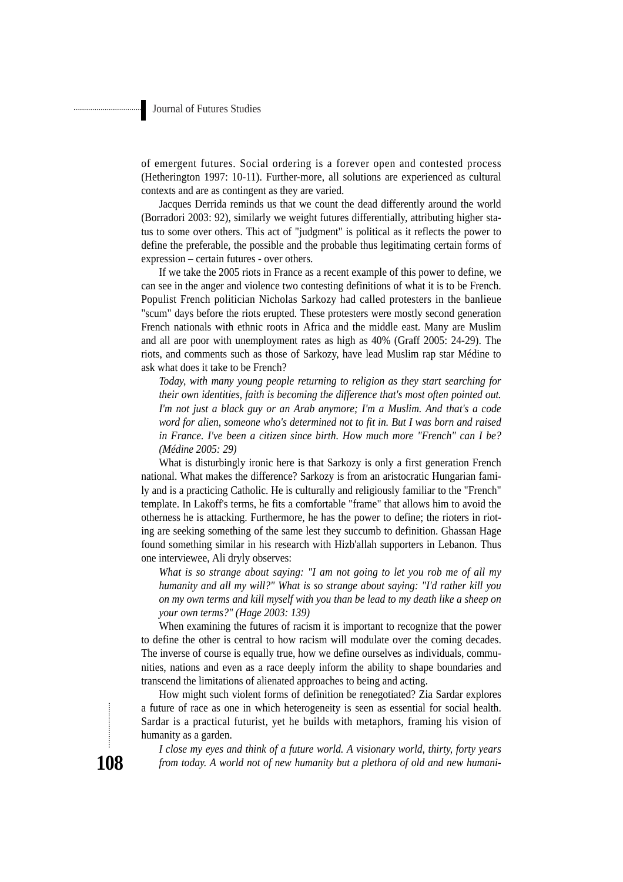of emergent futures. Social ordering is a forever open and contested process (Hetherington 1997: 10-11). Further-more, all solutions are experienced as cultural contexts and are as contingent as they are varied.

Jacques Derrida reminds us that we count the dead differently around the world (Borradori 2003: 92), similarly we weight futures differentially, attributing higher status to some over others. This act of "judgment" is political as it reflects the power to define the preferable, the possible and the probable thus legitimating certain forms of expression – certain futures - over others.

If we take the 2005 riots in France as a recent example of this power to define, we can see in the anger and violence two contesting definitions of what it is to be French. Populist French politician Nicholas Sarkozy had called protesters in the banlieue "scum" days before the riots erupted. These protesters were mostly second generation French nationals with ethnic roots in Africa and the middle east. Many are Muslim and all are poor with unemployment rates as high as 40% (Graff 2005: 24-29). The riots, and comments such as those of Sarkozy, have lead Muslim rap star Médine to ask what does it take to be French?

*Today, with many young people returning to religion as they start searching for their own identities, faith is becoming the difference that's most often pointed out. I'm not just a black guy or an Arab anymore; I'm a Muslim. And that's a code word for alien, someone who's determined not to fit in. But I was born and raised in France. I've been a citizen since birth. How much more "French" can I be? (Médine 2005: 29)*

What is disturbingly ironic here is that Sarkozy is only a first generation French national. What makes the difference? Sarkozy is from an aristocratic Hungarian family and is a practicing Catholic. He is culturally and religiously familiar to the "French" template. In Lakoff's terms, he fits a comfortable "frame" that allows him to avoid the otherness he is attacking. Furthermore, he has the power to define; the rioters in rioting are seeking something of the same lest they succumb to definition. Ghassan Hage found something similar in his research with Hizb'allah supporters in Lebanon. Thus one interviewee, Ali dryly observes:

*What is so strange about saying: "I am not going to let you rob me of all my humanity and all my will?" What is so strange about saying: "I'd rather kill you on my own terms and kill myself with you than be lead to my death like a sheep on your own terms?" (Hage 2003: 139)*

When examining the futures of racism it is important to recognize that the power to define the other is central to how racism will modulate over the coming decades. The inverse of course is equally true, how we define ourselves as individuals, communities, nations and even as a race deeply inform the ability to shape boundaries and transcend the limitations of alienated approaches to being and acting.

How might such violent forms of definition be renegotiated? Zia Sardar explores a future of race as one in which heterogeneity is seen as essential for social health. Sardar is a practical futurist, yet he builds with metaphors, framing his vision of humanity as a garden.

*I close my eyes and think of a future world. A visionary world, thirty, forty years from today. A world not of new humanity but a plethora of old and new humani-*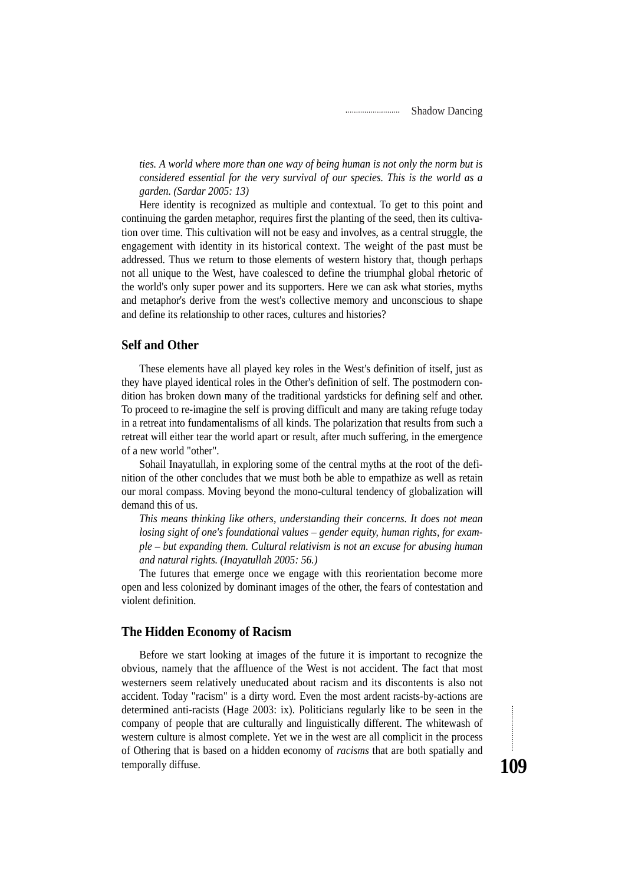*ties. A world where more than one way of being human is not only the norm but is considered essential for the very survival of our species. This is the world as a garden. (Sardar 2005: 13)*

Here identity is recognized as multiple and contextual. To get to this point and continuing the garden metaphor, requires first the planting of the seed, then its cultivation over time. This cultivation will not be easy and involves, as a central struggle, the engagement with identity in its historical context. The weight of the past must be addressed. Thus we return to those elements of western history that, though perhaps not all unique to the West, have coalesced to define the triumphal global rhetoric of the world's only super power and its supporters. Here we can ask what stories, myths and metaphor's derive from the west's collective memory and unconscious to shape and define its relationship to other races, cultures and histories?

## Self and Other

These elements have all played key roles in the West's definition of itself, just as they have played identical roles in the Other's definition of self. The postmodern condition has broken down many of the traditional yardsticks for defining self and other. To proceed to re-imagine the self is proving difficult and many are taking refuge today in a retreat into fundamentalisms of all kinds. The polarization that results from such a retreat will either tear the world apart or result, after much suffering, in the emergence of a new world "other".

Sohail Inayatullah, in exploring some of the central myths at the root of the definition of the other concludes that we must both be able to empathize as well as retain our moral compass. Moving beyond the mono-cultural tendency of globalization will demand this of us.

*This means thinking like others, understanding their concerns. It does not mean losing sight of one's foundational values – gender equity, human rights, for example – but expanding them. Cultural relativism is not an excuse for abusing human and natural rights. (Inayatullah 2005: 56.)*

The futures that emerge once we engage with this reorientation become more open and less colonized by dominant images of the other, the fears of contestation and violent definition.

## The Hidden Economy of Racism

Before we start looking at images of the future it is important to recognize the obvious, namely that the affluence of the West is not accident. The fact that most westerners seem relatively uneducated about racism and its discontents is also not accident. Today "racism" is a dirty word. Even the most ardent racists-by-actions are determined anti-racists (Hage 2003: ix). Politicians regularly like to be seen in the company of people that are culturally and linguistically different. The whitewash of western culture is almost complete. Yet we in the west are all complicit in the process of Othering that is based on a hidden economy of *racisms* that are both spatially and temporally diffuse.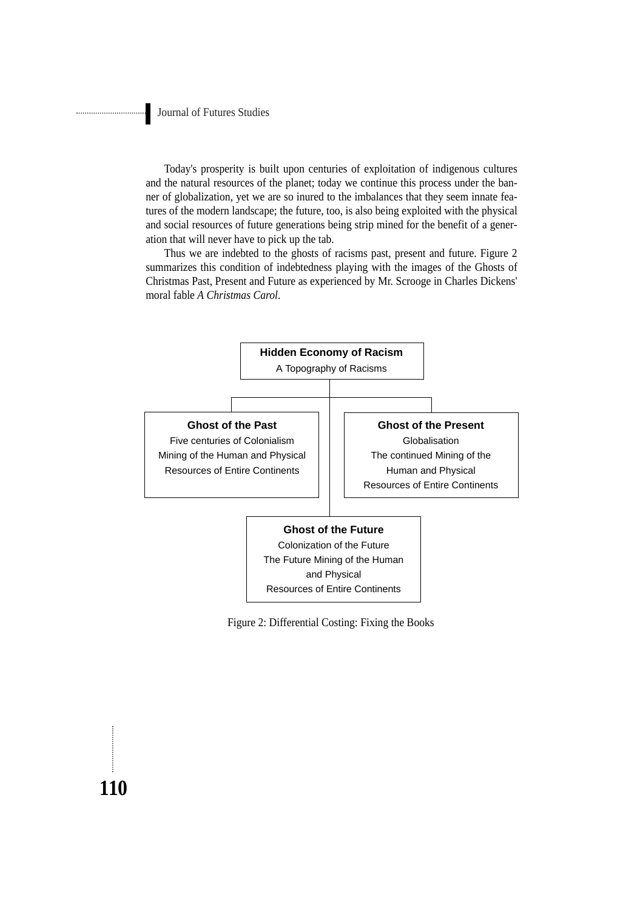Today's prosperity is built upon centuries of exploitation of indigenous cultures and the natural resources of the planet; today we continue this process under the banner of globalization, yet we are so inured to the imbalances that they seem innate features of the modern landscape; the future, too, is also being exploited with the physical and social resources of future generations being strip mined for the benefit of a generation that will never have to pick up the tab.

Thus we are indebted to the ghosts of racisms past, present and future. Figure 2 summarizes this condition of indebtedness playing with the images of the Ghosts of Christmas Past, Present and Future as experienced by Mr. Scrooge in Charles Dickens' moral fable *A Christmas Carol*.

**Hidden Economy of Racism**
A Topography of Racisms

**Ghost of the Past**
Five centuries of Colonialism
Mining of the Human and Physical Resources of Entire Continents

**Ghost of the Present**
Globalisation
The continued Mining of the Human and Physical Resources of Entire Continents

**Ghost of the Future**
Colonization of the Future
The Future Mining of the Human and Physical Resources of Entire Continents

Figure 2: Differential Costing: Fixing the Books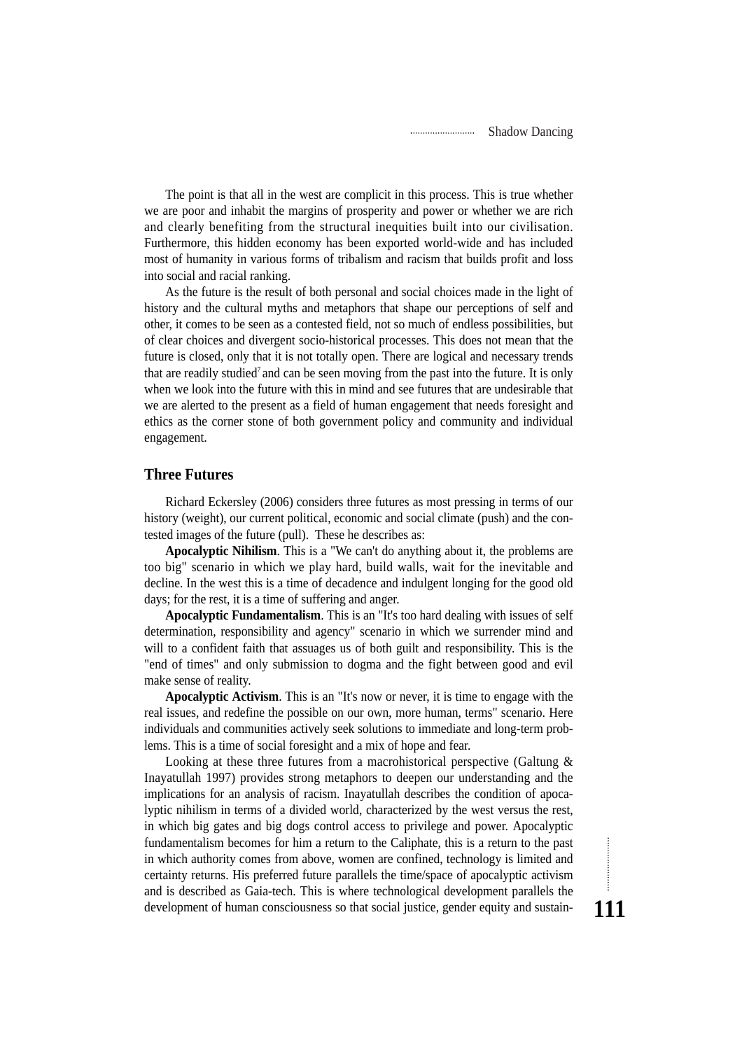The point is that all in the west are complicit in this process. This is true whether we are poor and inhabit the margins of prosperity and power or whether we are rich and clearly benefiting from the structural inequities built into our civilisation. Furthermore, this hidden economy has been exported world-wide and has included most of humanity in various forms of tribalism and racism that builds profit and loss into social and racial ranking.

As the future is the result of both personal and social choices made in the light of history and the cultural myths and metaphors that shape our perceptions of self and other, it comes to be seen as a contested field, not so much of endless possibilities, but of clear choices and divergent socio-historical processes. This does not mean that the future is closed, only that it is not totally open. There are logical and necessary trends that are readily studied[7] and can be seen moving from the past into the future. It is only when we look into the future with this in mind and see futures that are undesirable that we are alerted to the present as a field of human engagement that needs foresight and ethics as the corner stone of both government policy and community and individual engagement.

## Three Futures

Richard Eckersley (2006) considers three futures as most pressing in terms of our history (weight), our current political, economic and social climate (push) and the contested images of the future (pull). These he describes as:

**Apocalyptic Nihilism**. This is a "We can't do anything about it, the problems are too big" scenario in which we play hard, build walls, wait for the inevitable and decline. In the west this is a time of decadence and indulgent longing for the good old days; for the rest, it is a time of suffering and anger.

**Apocalyptic Fundamentalism**. This is an "It's too hard dealing with issues of self determination, responsibility and agency" scenario in which we surrender mind and will to a confident faith that assuages us of both guilt and responsibility. This is the "end of times" and only submission to dogma and the fight between good and evil make sense of reality.

**Apocalyptic Activism**. This is an "It's now or never, it is time to engage with the real issues, and redefine the possible on our own, more human, terms" scenario. Here individuals and communities actively seek solutions to immediate and long-term problems. This is a time of social foresight and a mix of hope and fear.

Looking at these three futures from a macrohistorical perspective (Galtung & Inayatullah 1997) provides strong metaphors to deepen our understanding and the implications for an analysis of racism. Inayatullah describes the condition of apocalyptic nihilism in terms of a divided world, characterized by the west versus the rest, in which big gates and big dogs control access to privilege and power. Apocalyptic fundamentalism becomes for him a return to the Caliphate, this is a return to the past in which authority comes from above, women are confined, technology is limited and certainty returns. His preferred future parallels the time/space of apocalyptic activism and is described as Gaia-tech. This is where technological development parallels the development of human consciousness so that social justice, gender equity and sustain-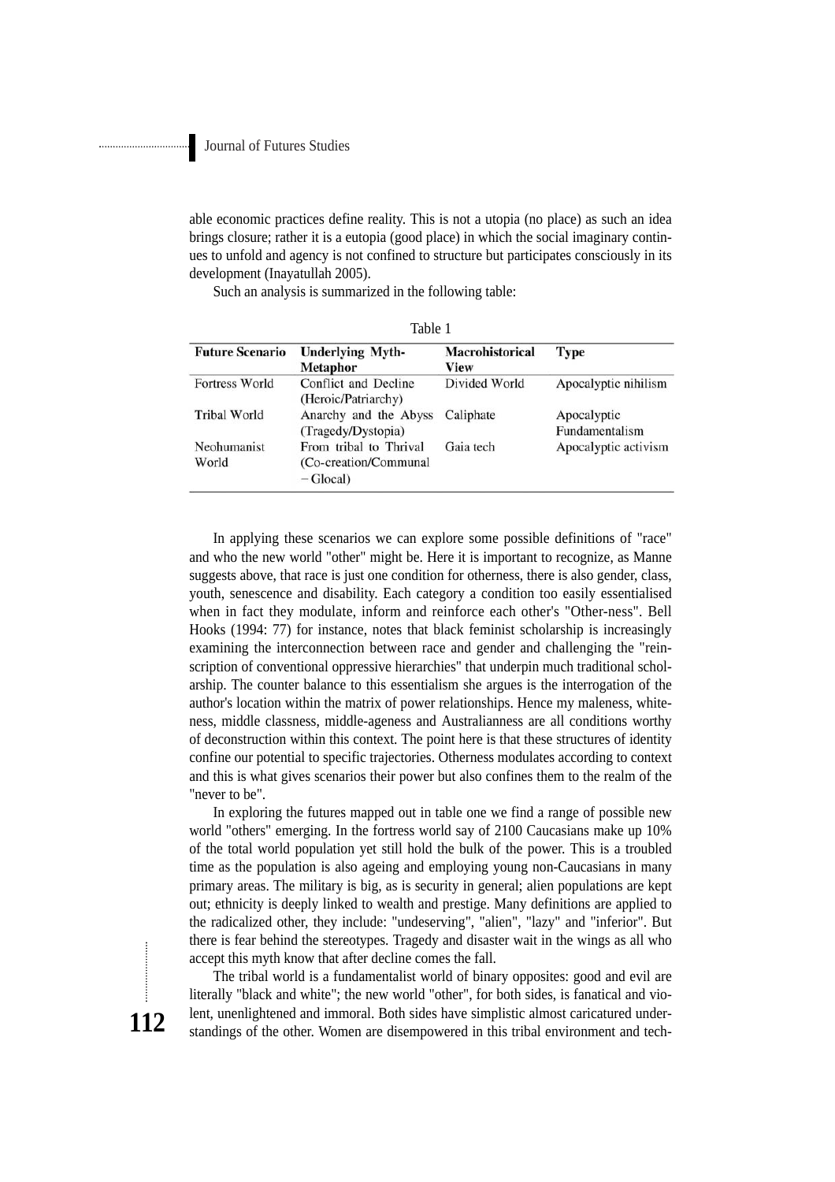able economic practices define reality. This is not a utopia (no place) as such an idea brings closure; rather it is a eutopia (good place) in which the social imaginary continues to unfold and agency is not confined to structure but participates consciously in its development (Inayatullah 2005).

Such an analysis is summarized in the following table:

Table 1

| Future Scenario | Underlying Myth-Metaphor | Macrohistorical View | Type |
|---|---|---|---|
| Fortress World | Conflict and Decline (Heroic/Patriarchy) | Divided World | Apocalyptic nihilism |
| Tribal World | Anarchy and the Abyss (Tragedy/Dystopia) | Caliphate | Apocalyptic Fundamentalism |
| Neohumanist World | From tribal to Thrival (Co-creation/Communal – Glocal) | Gaia tech | Apocalyptic activism |

In applying these scenarios we can explore some possible definitions of "race" and who the new world "other" might be. Here it is important to recognize, as Manne suggests above, that race is just one condition for otherness, there is also gender, class, youth, senescence and disability. Each category a condition too easily essentialised when in fact they modulate, inform and reinforce each other's "Other-ness". Bell Hooks (1994: 77) for instance, notes that black feminist scholarship is increasingly examining the interconnection between race and gender and challenging the "reinscription of conventional oppressive hierarchies" that underpin much traditional scholarship. The counter balance to this essentialism she argues is the interrogation of the author's location within the matrix of power relationships. Hence my maleness, whiteness, middle classness, middle-ageness and Australianness are all conditions worthy of deconstruction within this context. The point here is that these structures of identity confine our potential to specific trajectories. Otherness modulates according to context and this is what gives scenarios their power but also confines them to the realm of the "never to be".

In exploring the futures mapped out in table one we find a range of possible new world "others" emerging. In the fortress world say of 2100 Caucasians make up 10% of the total world population yet still hold the bulk of the power. This is a troubled time as the population is also ageing and employing young non-Caucasians in many primary areas. The military is big, as is security in general; alien populations are kept out; ethnicity is deeply linked to wealth and prestige. Many definitions are applied to the radicalized other, they include: "undeserving", "alien", "lazy" and "inferior". But there is fear behind the stereotypes. Tragedy and disaster wait in the wings as all who accept this myth know that after decline comes the fall.

The tribal world is a fundamentalist world of binary opposites: good and evil are literally "black and white"; the new world "other", for both sides, is fanatical and violent, unenlightened and immoral. Both sides have simplistic almost caricatured understandings of the other. Women are disempowered in this tribal environment and tech-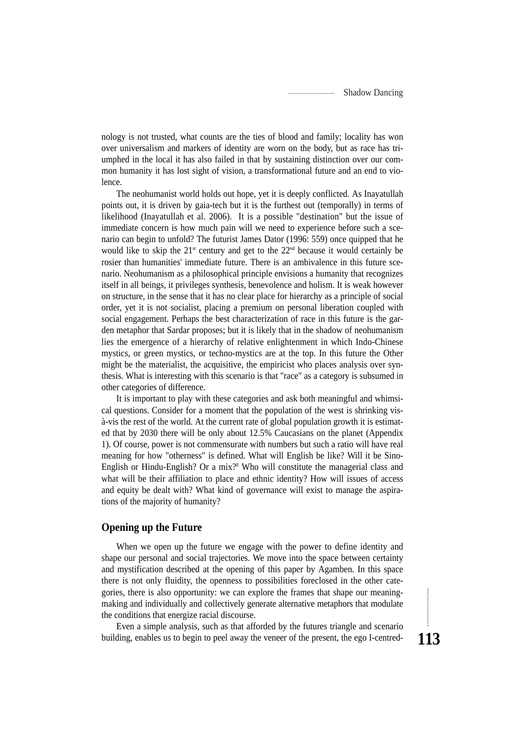nology is not trusted, what counts are the ties of blood and family; locality has won over universalism and markers of identity are worn on the body, but as race has triumphed in the local it has also failed in that by sustaining distinction over our common humanity it has lost sight of vision, a transformational future and an end to violence.

The neohumanist world holds out hope, yet it is deeply conflicted. As Inayatullah points out, it is driven by gaia-tech but it is the furthest out (temporally) in terms of likelihood (Inayatullah et al. 2006). It is a possible "destination" but the issue of immediate concern is how much pain will we need to experience before such a scenario can begin to unfold? The futurist James Dator (1996: 559) once quipped that he would like to skip the 21st century and get to the 22nd because it would certainly be rosier than humanities' immediate future. There is an ambivalence in this future scenario. Neohumanism as a philosophical principle envisions a humanity that recognizes itself in all beings, it privileges synthesis, benevolence and holism. It is weak however on structure, in the sense that it has no clear place for hierarchy as a principle of social order, yet it is not socialist, placing a premium on personal liberation coupled with social engagement. Perhaps the best characterization of race in this future is the garden metaphor that Sardar proposes; but it is likely that in the shadow of neohumanism lies the emergence of a hierarchy of relative enlightenment in which Indo-Chinese mystics, or green mystics, or techno-mystics are at the top. In this future the Other might be the materialist, the acquisitive, the empiricist who places analysis over synthesis. What is interesting with this scenario is that "race" as a category is subsumed in other categories of difference.

It is important to play with these categories and ask both meaningful and whimsical questions. Consider for a moment that the population of the west is shrinking vis-à-vis the rest of the world. At the current rate of global population growth it is estimated that by 2030 there will be only about 12.5% Caucasians on the planet (Appendix 1). Of course, power is not commensurate with numbers but such a ratio will have real meaning for how "otherness" is defined. What will English be like? Will it be Sino-English or Hindu-English? Or a mix?[8] Who will constitute the managerial class and what will be their affiliation to place and ethnic identity? How will issues of access and equity be dealt with? What kind of governance will exist to manage the aspirations of the majority of humanity?

## Opening up the Future

When we open up the future we engage with the power to define identity and shape our personal and social trajectories. We move into the space between certainty and mystification described at the opening of this paper by Agamben. In this space there is not only fluidity, the openness to possibilities foreclosed in the other categories, there is also opportunity: we can explore the frames that shape our meaning-making and individually and collectively generate alternative metaphors that modulate the conditions that energize racial discourse.

Even a simple analysis, such as that afforded by the futures triangle and scenario building, enables us to begin to peel away the veneer of the present, the ego I-centred-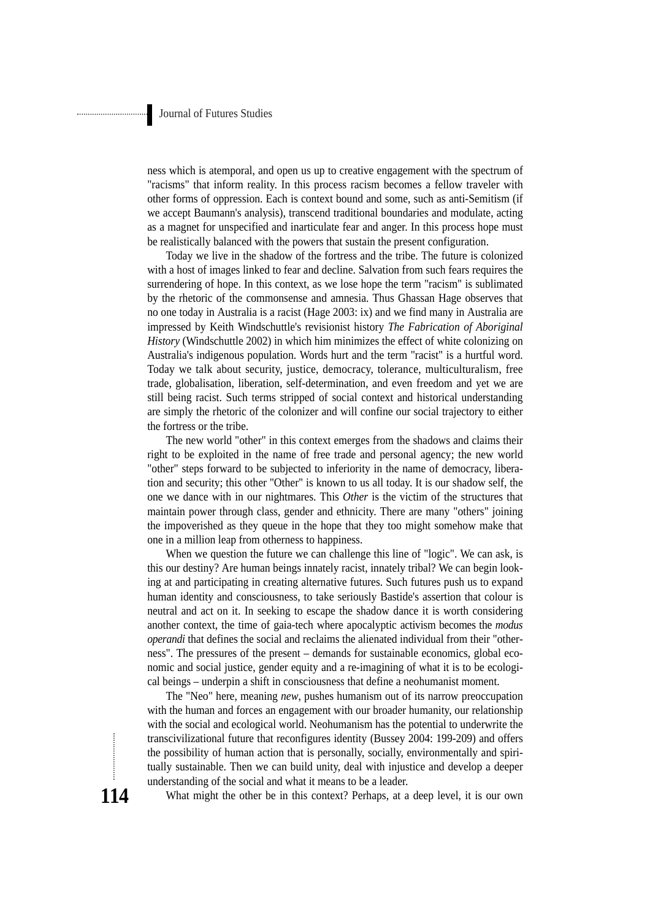ness which is atemporal, and open us up to creative engagement with the spectrum of "racisms" that inform reality. In this process racism becomes a fellow traveler with other forms of oppression. Each is context bound and some, such as anti-Semitism (if we accept Baumann's analysis), transcend traditional boundaries and modulate, acting as a magnet for unspecified and inarticulate fear and anger. In this process hope must be realistically balanced with the powers that sustain the present configuration.

Today we live in the shadow of the fortress and the tribe. The future is colonized with a host of images linked to fear and decline. Salvation from such fears requires the surrendering of hope. In this context, as we lose hope the term "racism" is sublimated by the rhetoric of the commonsense and amnesia. Thus Ghassan Hage observes that no one today in Australia is a racist (Hage 2003: ix) and we find many in Australia are impressed by Keith Windschuttle's revisionist history *The Fabrication of Aboriginal History* (Windschuttle 2002) in which him minimizes the effect of white colonizing on Australia's indigenous population. Words hurt and the term "racist" is a hurtful word. Today we talk about security, justice, democracy, tolerance, multiculturalism, free trade, globalisation, liberation, self-determination, and even freedom and yet we are still being racist. Such terms stripped of social context and historical understanding are simply the rhetoric of the colonizer and will confine our social trajectory to either the fortress or the tribe.

The new world "other" in this context emerges from the shadows and claims their right to be exploited in the name of free trade and personal agency; the new world "other" steps forward to be subjected to inferiority in the name of democracy, liberation and security; this other "Other" is known to us all today. It is our shadow self, the one we dance with in our nightmares. This *Other* is the victim of the structures that maintain power through class, gender and ethnicity. There are many "others" joining the impoverished as they queue in the hope that they too might somehow make that one in a million leap from otherness to happiness.

When we question the future we can challenge this line of "logic". We can ask, is this our destiny? Are human beings innately racist, innately tribal? We can begin looking at and participating in creating alternative futures. Such futures push us to expand human identity and consciousness, to take seriously Bastide's assertion that colour is neutral and act on it. In seeking to escape the shadow dance it is worth considering another context, the time of gaia-tech where apocalyptic activism becomes the *modus operandi* that defines the social and reclaims the alienated individual from their "otherness". The pressures of the present – demands for sustainable economics, global economic and social justice, gender equity and a re-imagining of what it is to be ecological beings – underpin a shift in consciousness that define a neohumanist moment.

The "Neo" here, meaning *new*, pushes humanism out of its narrow preoccupation with the human and forces an engagement with our broader humanity, our relationship with the social and ecological world. Neohumanism has the potential to underwrite the transcivilizational future that reconfigures identity (Bussey 2004: 199-209) and offers the possibility of human action that is personally, socially, environmentally and spiritually sustainable. Then we can build unity, deal with injustice and develop a deeper understanding of the social and what it means to be a leader.

What might the other be in this context? Perhaps, at a deep level, it is our own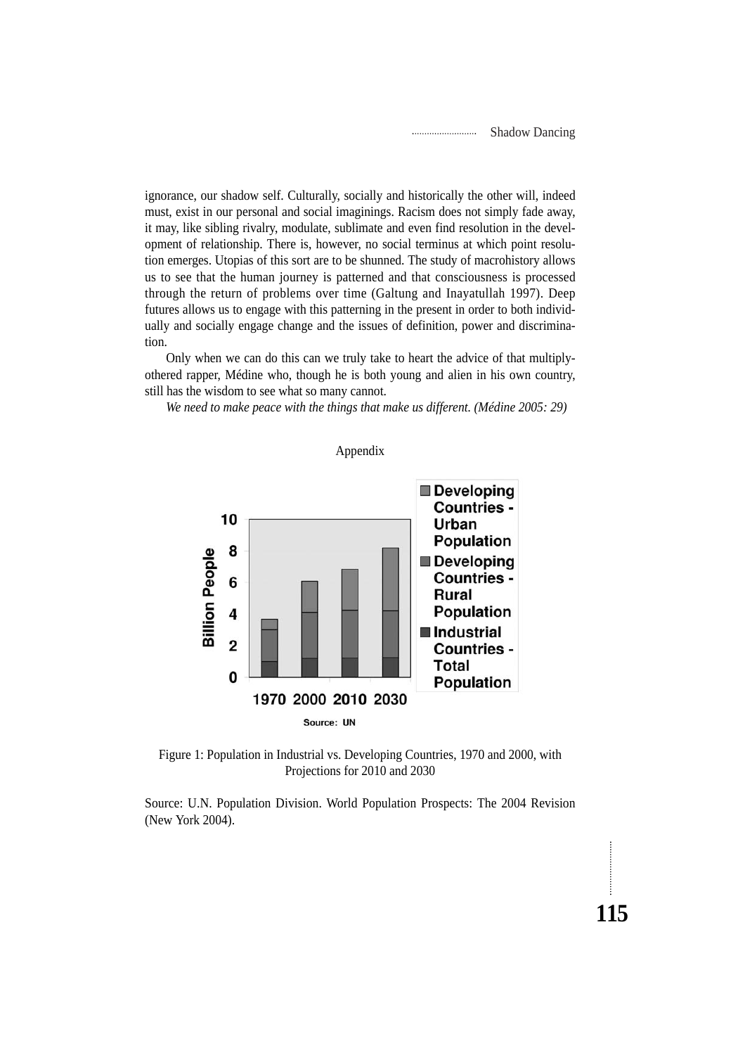ignorance, our shadow self. Culturally, socially and historically the other will, indeed must, exist in our personal and social imaginings. Racism does not simply fade away, it may, like sibling rivalry, modulate, sublimate and even find resolution in the development of relationship. There is, however, no social terminus at which point resolution emerges. Utopias of this sort are to be shunned. The study of macrohistory allows us to see that the human journey is patterned and that consciousness is processed through the return of problems over time (Galtung and Inayatullah 1997). Deep futures allows us to engage with this patterning in the present in order to both individually and socially engage change and the issues of definition, power and discrimination.

Only when we can do this can we truly take to heart the advice of that multiply-othered rapper, Médine who, though he is both young and alien in his own country, still has the wisdom to see what so many cannot.

*We need to make peace with the things that make us different. (Médine 2005: 29)*

## Appendix

Figure 1: Population in Industrial vs. Developing Countries, 1970 and 2000, with Projections for 2010 and 2030

Source: U.N. Population Division. World Population Prospects: The 2004 Revision (New York 2004).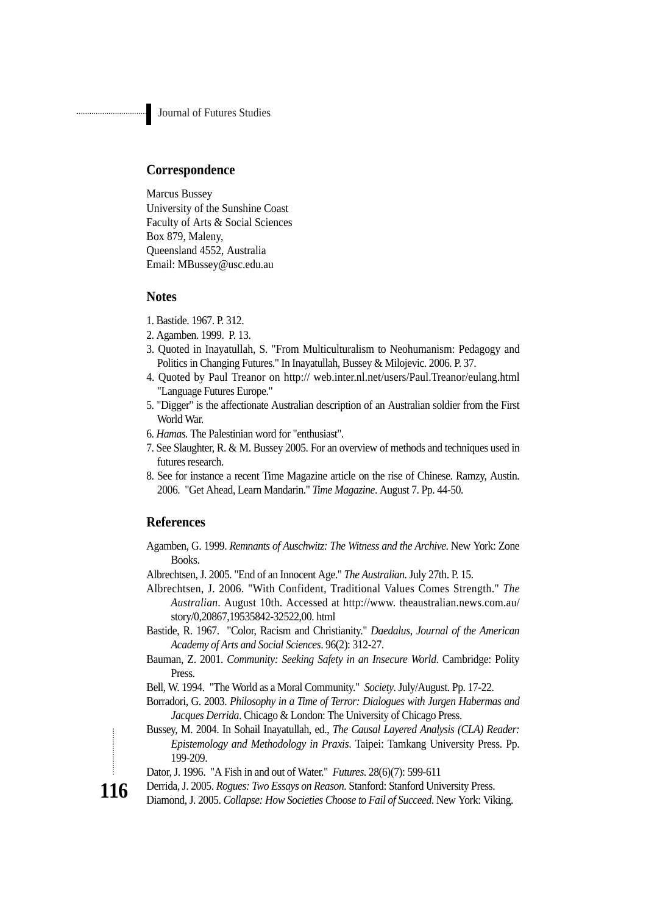## Correspondence

Marcus Bussey
University of the Sunshine Coast
Faculty of Arts & Social Sciences
Box 879, Maleny,
Queensland 4552, Australia
Email: MBussey@usc.edu.au

## Notes

1. Bastide. 1967. P. 312.
2. Agamben. 1999. P. 13.
3. Quoted in Inayatullah, S. "From Multiculturalism to Neohumanism: Pedagogy and Politics in Changing Futures." In Inayatullah, Bussey & Milojevic. 2006. P. 37.
4. Quoted by Paul Treanor on http:// web.inter.nl.net/users/Paul.Treanor/eulang.html "Language Futures Europe."
5. "Digger" is the affectionate Australian description of an Australian soldier from the First World War.
6. *Hamas.* The Palestinian word for "enthusiast".
7. See Slaughter, R. & M. Bussey 2005. For an overview of methods and techniques used in futures research.
8. See for instance a recent Time Magazine article on the rise of Chinese. Ramzy, Austin. 2006. "Get Ahead, Learn Mandarin." *Time Magazine*. August 7. Pp. 44-50.

## References

Agamben, G. 1999. *Remnants of Auschwitz: The Witness and the Archive*. New York: Zone Books.

Albrechtsen, J. 2005. "End of an Innocent Age." *The Australian*. July 27th. P. 15.

Albrechtsen, J. 2006. "With Confident, Traditional Values Comes Strength." *The Australian*. August 10th. Accessed at http://www. theaustralian.news.com.au/ story/0,20867,19535842-32522,00. html

Bastide, R. 1967. "Color, Racism and Christianity." *Daedalus, Journal of the American Academy of Arts and Social Sciences*. 96(2): 312-27.

Bauman, Z. 2001. *Community: Seeking Safety in an Insecure World*. Cambridge: Polity Press.

Bell, W. 1994. "The World as a Moral Community." *Society*. July/August. Pp. 17-22.

Borradori, G. 2003. *Philosophy in a Time of Terror: Dialogues with Jurgen Habermas and Jacques Derrida*. Chicago & London: The University of Chicago Press.

Bussey, M. 2004. In Sohail Inayatullah, ed., *The Causal Layered Analysis (CLA) Reader: Epistemology and Methodology in Praxis*. Taipei: Tamkang University Press. Pp. 199-209.

Dator, J. 1996. "A Fish in and out of Water." *Futures*. 28(6)(7): 599-611

Derrida, J. 2005. *Rogues: Two Essays on Reason*. Stanford: Stanford University Press.

Diamond, J. 2005. *Collapse: How Societies Choose to Fail of Succeed*. New York: Viking.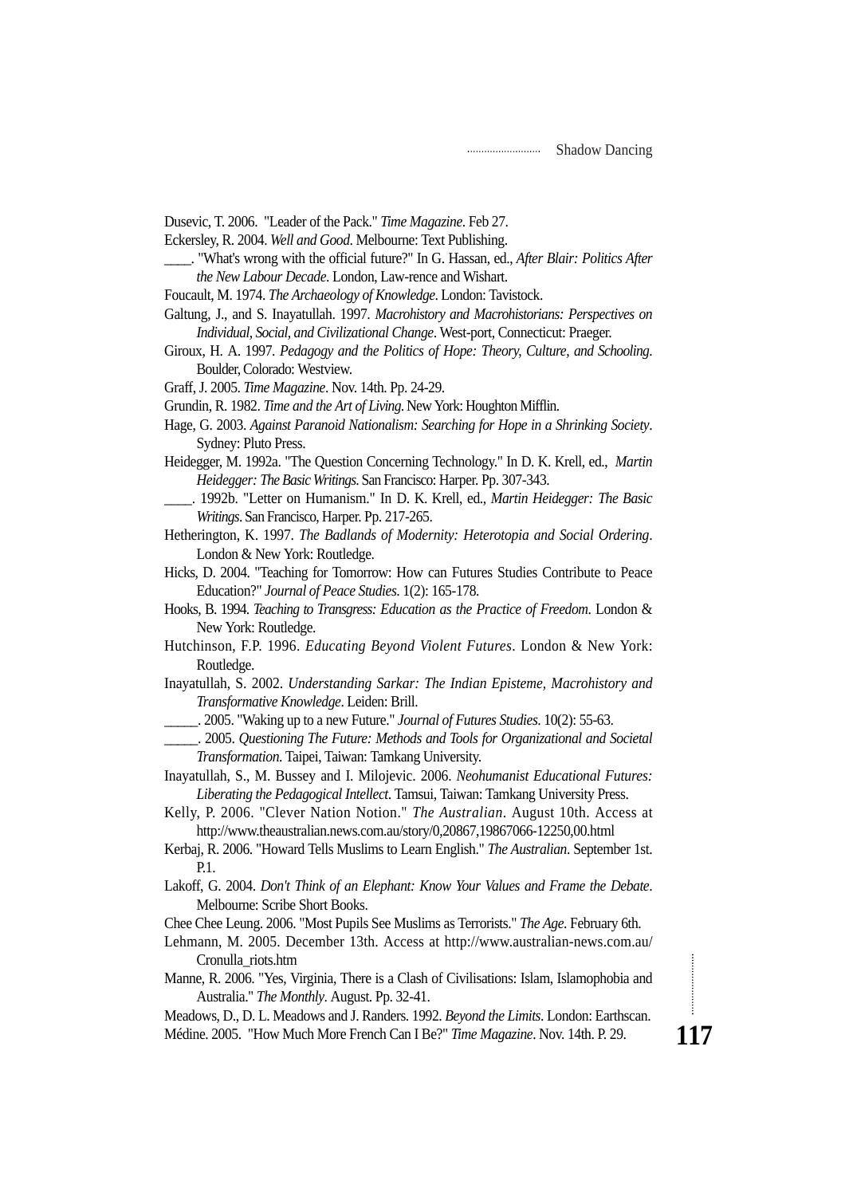Dusevic, T. 2006. "Leader of the Pack." *Time Magazine*. Feb 27.

Eckersley, R. 2004. *Well and Good*. Melbourne: Text Publishing.

____. "What's wrong with the official future?" In G. Hassan, ed., *After Blair: Politics After the New Labour Decade*. London, Law-rence and Wishart.

Foucault, M. 1974. *The Archaeology of Knowledge*. London: Tavistock.

Galtung, J., and S. Inayatullah. 1997. *Macrohistory and Macrohistorians: Perspectives on Individual, Social, and Civilizational Change*. West-port, Connecticut: Praeger.

Giroux, H. A. 1997. *Pedagogy and the Politics of Hope: Theory, Culture, and Schooling*. Boulder, Colorado: Westview.

Graff, J. 2005. *Time Magazine*. Nov. 14th. Pp. 24-29.

Grundin, R. 1982. *Time and the Art of Living*. New York: Houghton Mifflin.

Hage, G. 2003. *Against Paranoid Nationalism: Searching for Hope in a Shrinking Society*. Sydney: Pluto Press.

Heidegger, M. 1992a. "The Question Concerning Technology." In D. K. Krell, ed., *Martin Heidegger: The Basic Writings*. San Francisco: Harper. Pp. 307-343.

____. 1992b. "Letter on Humanism." In D. K. Krell, ed., *Martin Heidegger: The Basic Writings*. San Francisco, Harper. Pp. 217-265.

Hetherington, K. 1997. *The Badlands of Modernity: Heterotopia and Social Ordering*. London & New York: Routledge.

Hicks, D. 2004. "Teaching for Tomorrow: How can Futures Studies Contribute to Peace Education?" *Journal of Peace Studies*. 1(2): 165-178.

Hooks, B. 1994. *Teaching to Transgress: Education as the Practice of Freedom*. London & New York: Routledge.

Hutchinson, F.P. 1996. *Educating Beyond Violent Futures*. London & New York: Routledge.

Inayatullah, S. 2002. *Understanding Sarkar: The Indian Episteme, Macrohistory and Transformative Knowledge*. Leiden: Brill.

_____. 2005. "Waking up to a new Future." *Journal of Futures Studies*. 10(2): 55-63.

_____. 2005. *Questioning The Future: Methods and Tools for Organizational and Societal Transformation*. Taipei, Taiwan: Tamkang University.

Inayatullah, S., M. Bussey and I. Milojevic. 2006. *Neohumanist Educational Futures: Liberating the Pedagogical Intellect*. Tamsui, Taiwan: Tamkang University Press.

Kelly, P. 2006. "Clever Nation Notion." *The Australian*. August 10th. Access at http://www.theaustralian.news.com.au/story/0,20867,19867066-12250,00.html

Kerbaj, R. 2006. "Howard Tells Muslims to Learn English." *The Australian*. September 1st. P.1.

Lakoff, G. 2004. *Don't Think of an Elephant: Know Your Values and Frame the Debate*. Melbourne: Scribe Short Books.

Chee Chee Leung. 2006. "Most Pupils See Muslims as Terrorists." *The Age*. February 6th.

Lehmann, M. 2005. December 13th. Access at http://www.australian-news.com.au/Cronulla_riots.htm

Manne, R. 2006. "Yes, Virginia, There is a Clash of Civilisations: Islam, Islamophobia and Australia." *The Monthly*. August. Pp. 32-41.

Meadows, D., D. L. Meadows and J. Randers. 1992. *Beyond the Limits*. London: Earthscan.

Médine. 2005. "How Much More French Can I Be?" *Time Magazine*. Nov. 14th. P. 29.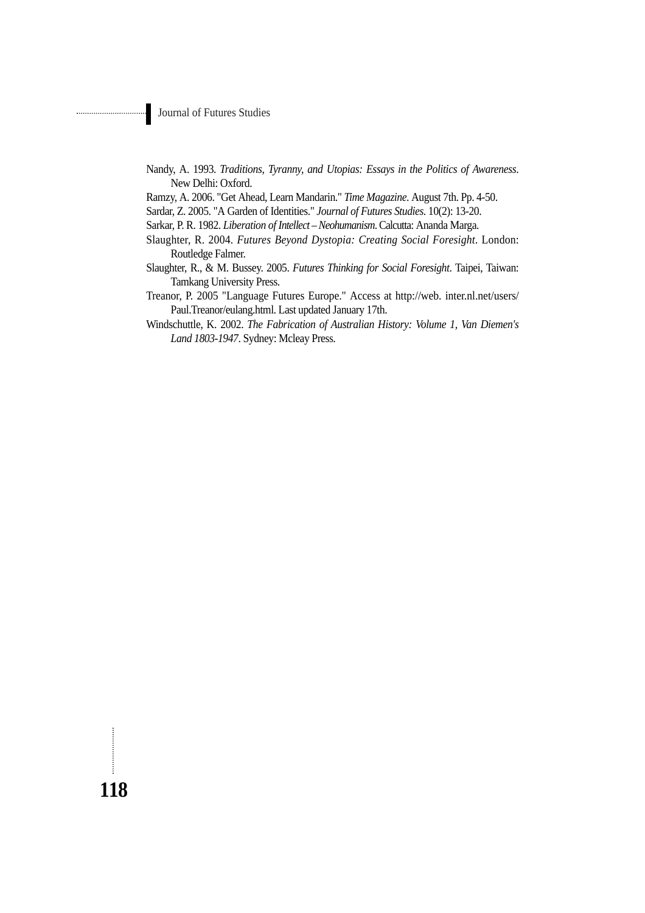Nandy, A. 1993. *Traditions, Tyranny, and Utopias: Essays in the Politics of Awareness*. New Delhi: Oxford.

Ramzy, A. 2006. "Get Ahead, Learn Mandarin." *Time Magazine*. August 7th. Pp. 4-50.

Sardar, Z. 2005. "A Garden of Identities." *Journal of Futures Studies*. 10(2): 13-20.

Sarkar, P. R. 1982. *Liberation of Intellect – Neohumanism*. Calcutta: Ananda Marga.

Slaughter, R. 2004. *Futures Beyond Dystopia: Creating Social Foresight*. London: Routledge Falmer.

Slaughter, R., & M. Bussey. 2005. *Futures Thinking for Social Foresight*. Taipei, Taiwan: Tamkang University Press.

Treanor, P. 2005 "Language Futures Europe." Access at http://web. inter.nl.net/users/ Paul.Treanor/eulang.html. Last updated January 17th.

Windschuttle, K. 2002. *The Fabrication of Australian History: Volume 1, Van Diemen's Land 1803-1947*. Sydney: Mcleay Press.